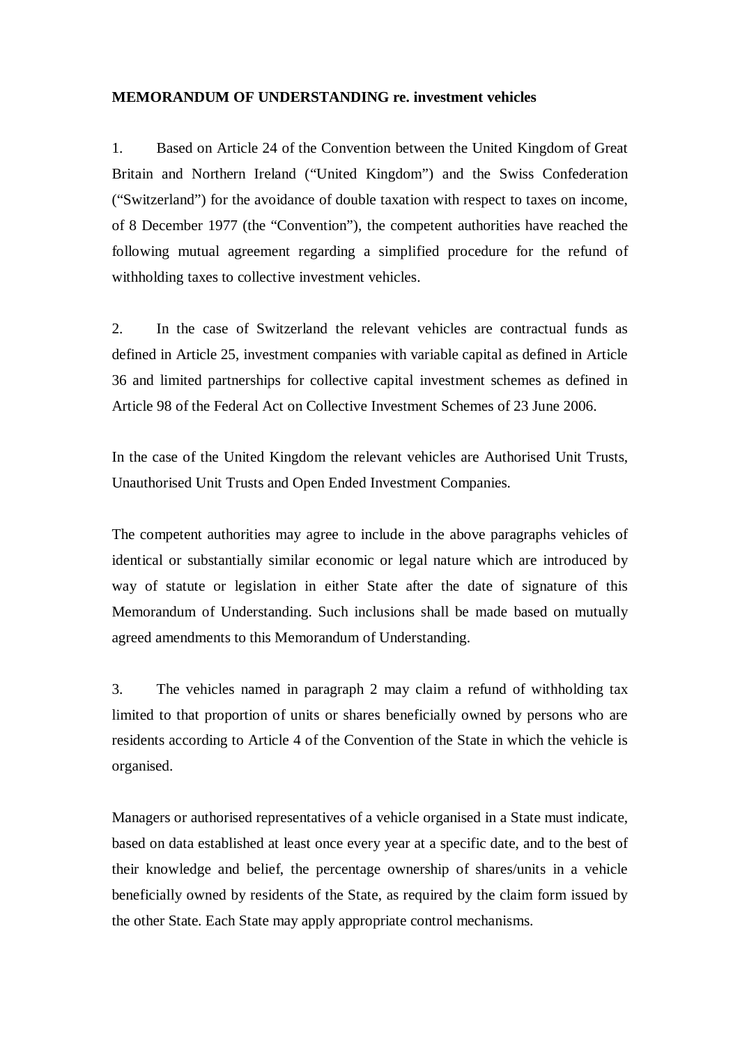**MEMORANDUM OF UNDERSTANDING re. investment vehicles**

1. Based on Article 24 of the Convention between the United Kingdom of Great Britain and Northern Ireland ("United Kingdom") and the Swiss Confederation ("Switzerland") for the avoidance of double taxation with respect to taxes on income, of 8 December 1977 (the "Convention"), the competent authorities have reached the following mutual agreement regarding a simplified procedure for the refund of withholding taxes to collective investment vehicles.

2. In the case of Switzerland the relevant vehicles are contractual funds as defined in Article 25, investment companies with variable capital as defined in Article 36 and limited partnerships for collective capital investment schemes as defined in Article 98 of the Federal Act on Collective Investment Schemes of 23 June 2006.

In the case of the United Kingdom the relevant vehicles are Authorised Unit Trusts, Unauthorised Unit Trusts and Open Ended Investment Companies.

The competent authorities may agree to include in the above paragraphs vehicles of identical or substantially similar economic or legal nature which are introduced by way of statute or legislation in either State after the date of signature of this Memorandum of Understanding. Such inclusions shall be made based on mutually agreed amendments to this Memorandum of Understanding.

3. The vehicles named in paragraph 2 may claim a refund of withholding tax limited to that proportion of units or shares beneficially owned by persons who are residents according to Article 4 of the Convention of the State in which the vehicle is organised.

Managers or authorised representatives of a vehicle organised in a State must indicate, based on data established at least once every year at a specific date, and to the best of their knowledge and belief, the percentage ownership of shares/units in a vehicle beneficially owned by residents of the State, as required by the claim form issued by the other State. Each State may apply appropriate control mechanisms.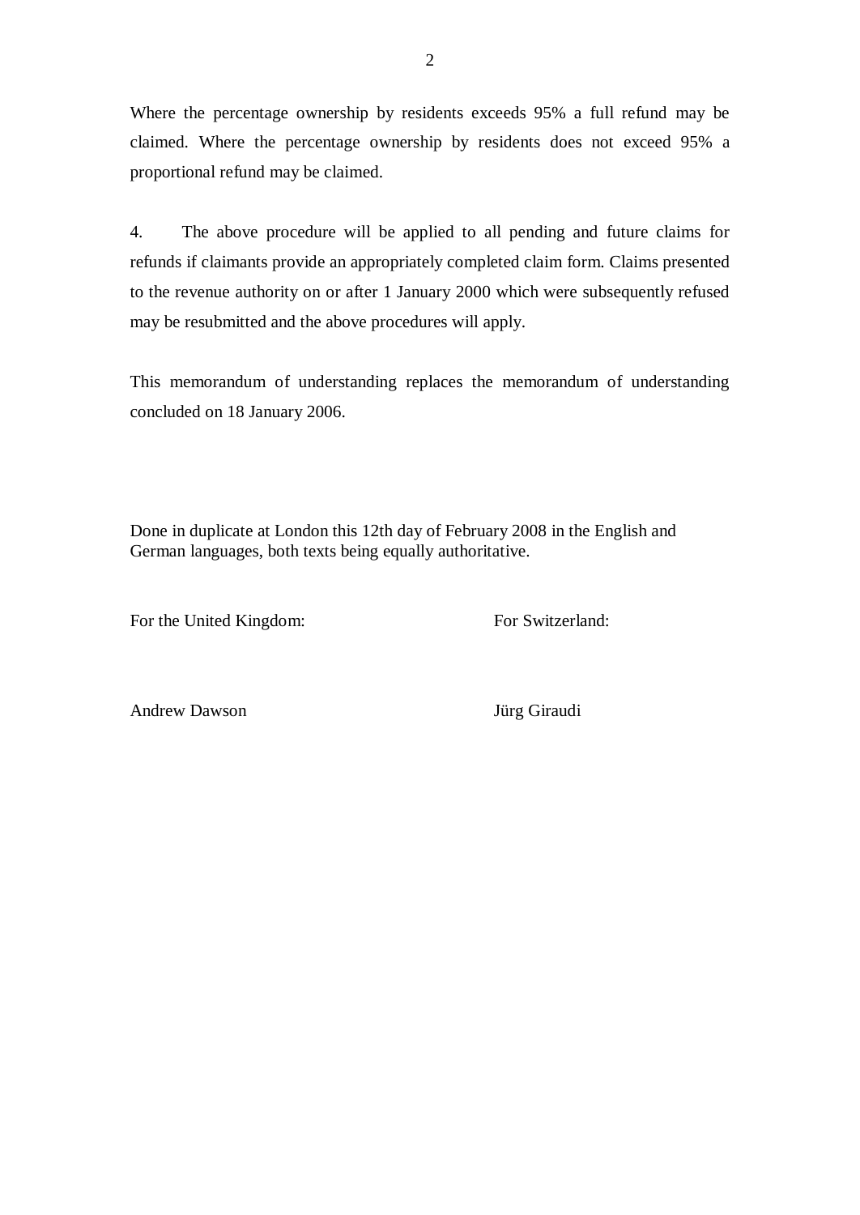Where the percentage ownership by residents exceeds 95% a full refund may be claimed. Where the percentage ownership by residents does not exceed 95% a proportional refund may be claimed.

4. The above procedure will be applied to all pending and future claims for refunds if claimants provide an appropriately completed claim form. Claims presented to the revenue authority on or after 1 January 2000 which were subsequently refused may be resubmitted and the above procedures will apply.

This memorandum of understanding replaces the memorandum of understanding concluded on 18 January 2006.

Done in duplicate at London this 12th day of February 2008 in the English and German languages, both texts being equally authoritative.

| | |
|---|---|
| For the United Kingdom: | For Switzerland: |
| Andrew Dawson | Jürg Giraudi |